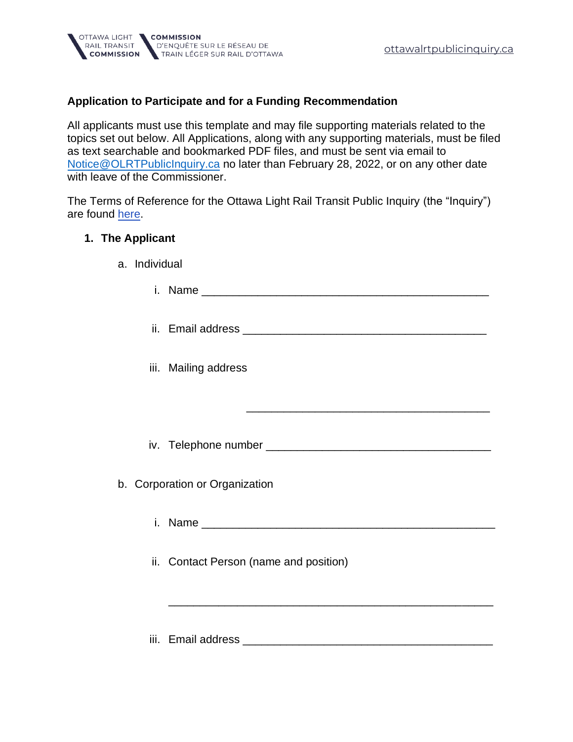**Application to Participate and for a Funding Recommendation**

All applicants must use this template and may file supporting materials related to the topics set out below. All Applications, along with any supporting materials, must be filed as text searchable and bookmarked PDF files, and must be sent via email to Notice@OLRTPublicInquiry.ca no later than February 28, 2022, or on any other date with leave of the Commissioner.

The Terms of Reference for the Ottawa Light Rail Transit Public Inquiry (the "Inquiry") are found here.

1. **The Applicant**

   a. Individual

      i. Name ______________________________________________

      ii. Email address ________________________________________

      iii. Mailing address

      ________________________________________

      iv. Telephone number _____________________________________

   b. Corporation or Organization

      i. Name ______________________________________________

      ii. Contact Person (name and position)

      ______________________________________________

      iii. Email address ________________________________________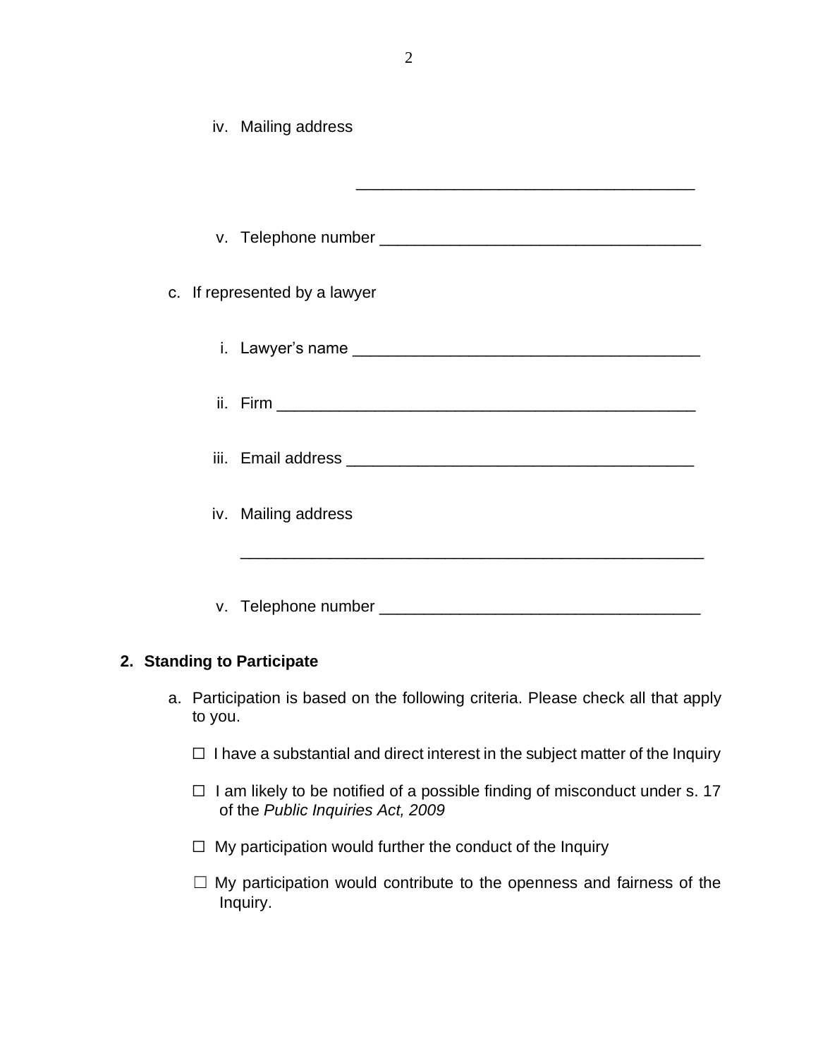iv. Mailing address

_____________________________________

v. Telephone number ___________________________________

c. If represented by a lawyer

i. Lawyer's name ______________________________________

ii. Firm ______________________________________________

iii. Email address _____________________________________

iv. Mailing address

__________________________________________________

v. Telephone number ___________________________________

## 2. Standing to Participate

a. Participation is based on the following criteria. Please check all that apply to you.

☐ I have a substantial and direct interest in the subject matter of the Inquiry

☐ I am likely to be notified of a possible finding of misconduct under s. 17 of the *Public Inquiries Act, 2009*

☐ My participation would further the conduct of the Inquiry

☐ My participation would contribute to the openness and fairness of the Inquiry.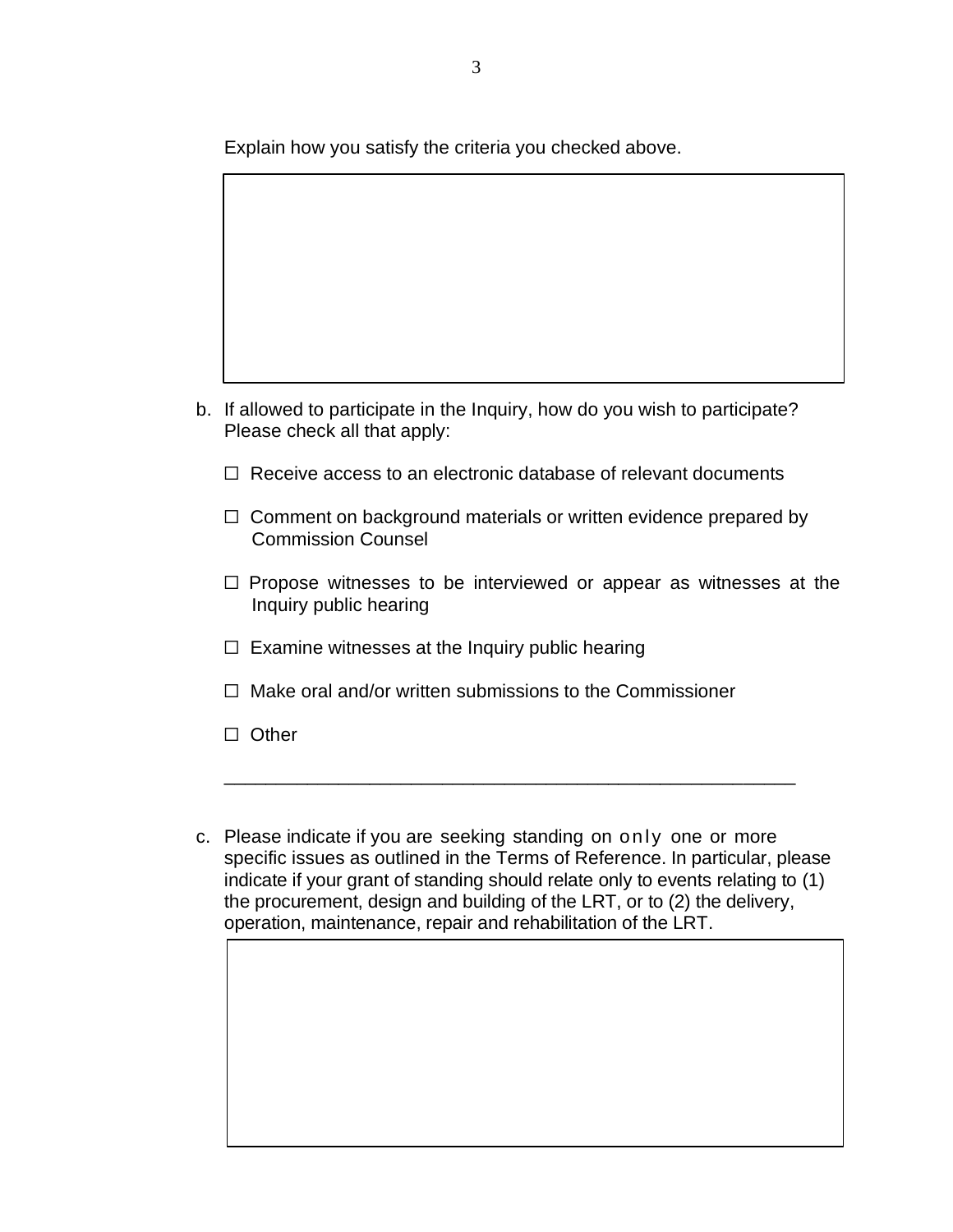Explain how you satisfy the criteria you checked above.

b. If allowed to participate in the Inquiry, how do you wish to participate? Please check all that apply:

   ☐ Receive access to an electronic database of relevant documents

   ☐ Comment on background materials or written evidence prepared by Commission Counsel

   ☐ Propose witnesses to be interviewed or appear as witnesses at the Inquiry public hearing

   ☐ Examine witnesses at the Inquiry public hearing

   ☐ Make oral and/or written submissions to the Commissioner

   ☐ Other

   ______________________________________________________

c. Please indicate if you are seeking standing on only one or more specific issues as outlined in the Terms of Reference. In particular, please indicate if your grant of standing should relate only to events relating to (1) the procurement, design and building of the LRT, or to (2) the delivery, operation, maintenance, repair and rehabilitation of the LRT.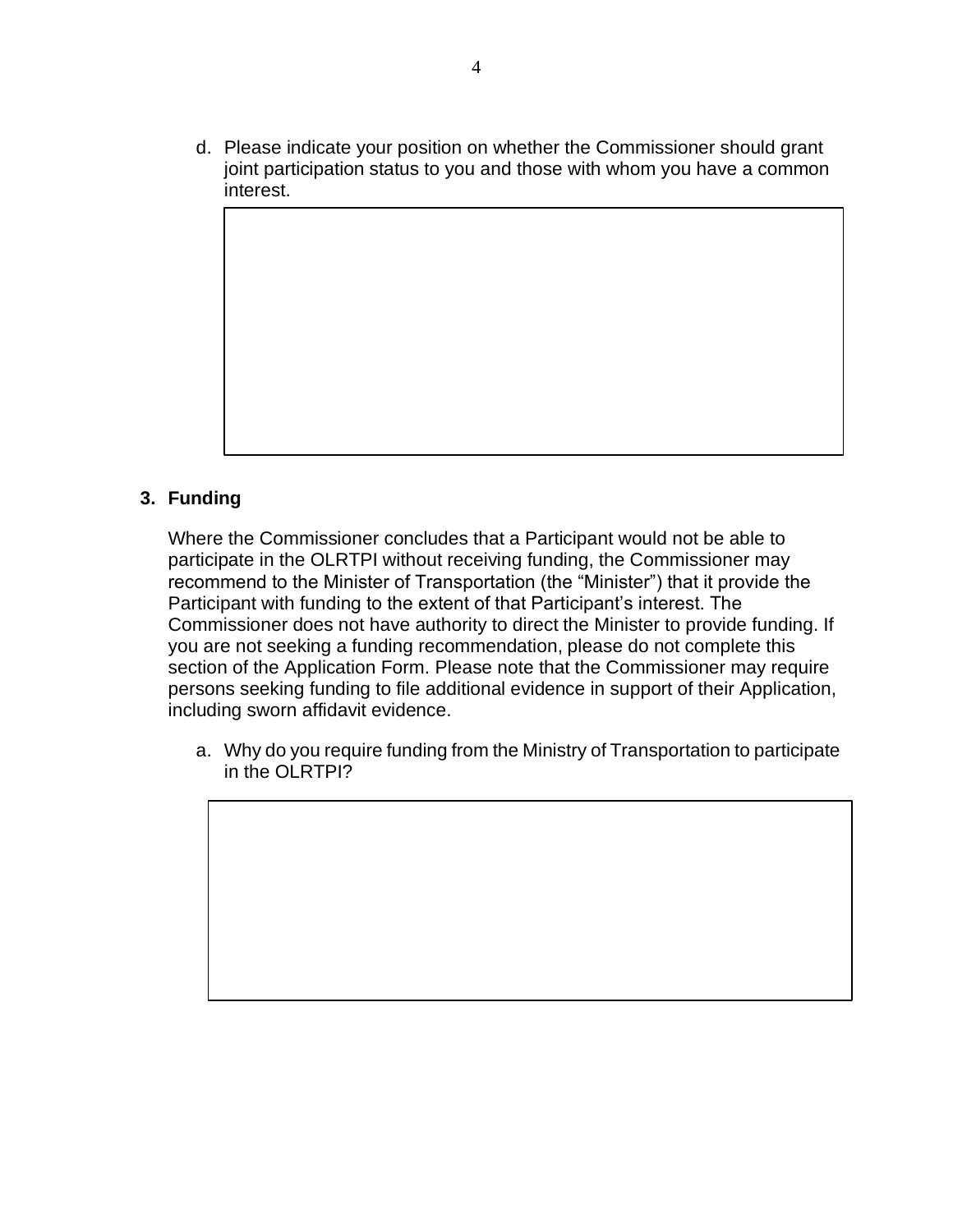d. Please indicate your position on whether the Commissioner should grant joint participation status to you and those with whom you have a common interest.

## 3. Funding

Where the Commissioner concludes that a Participant would not be able to participate in the OLRTPI without receiving funding, the Commissioner may recommend to the Minister of Transportation (the "Minister") that it provide the Participant with funding to the extent of that Participant's interest. The Commissioner does not have authority to direct the Minister to provide funding. If you are not seeking a funding recommendation, please do not complete this section of the Application Form. Please note that the Commissioner may require persons seeking funding to file additional evidence in support of their Application, including sworn affidavit evidence.

a. Why do you require funding from the Ministry of Transportation to participate in the OLRTPI?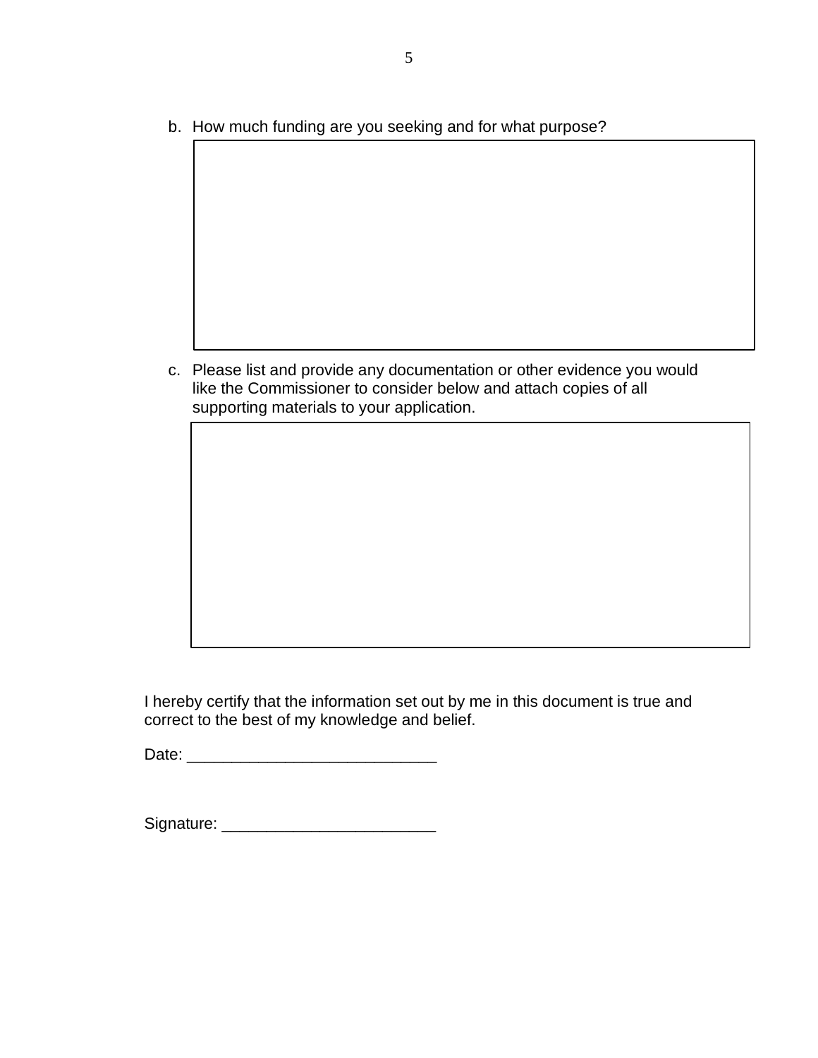b. How much funding are you seeking and for what purpose?

| |
|---|
| |

c. Please list and provide any documentation or other evidence you would like the Commissioner to consider below and attach copies of all supporting materials to your application.

| |
|---|
| |

I hereby certify that the information set out by me in this document is true and correct to the best of my knowledge and belief.

Date: ____________________________

Signature: ________________________